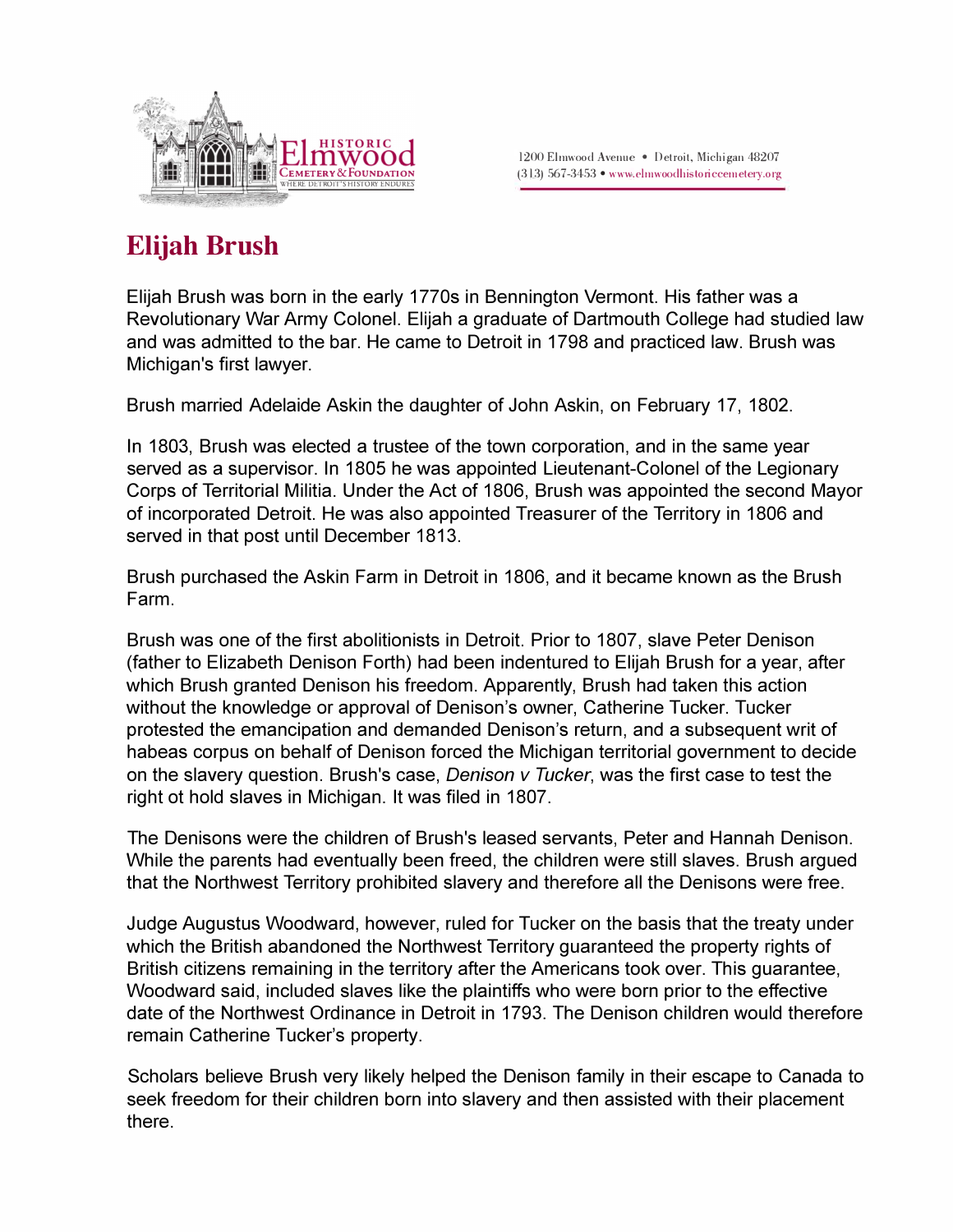Historic Elmwood Cemetery & Foundation — Where Detroit's History Endures

1200 Elmwood Avenue • Detroit, Michigan 48207
(313) 567-3453 • www.elmwoodhistoriccemetery.org

# Elijah Brush

Elijah Brush was born in the early 1770s in Bennington Vermont. His father was a Revolutionary War Army Colonel. Elijah a graduate of Dartmouth College had studied law and was admitted to the bar. He came to Detroit in 1798 and practiced law. Brush was Michigan's first lawyer.

Brush married Adelaide Askin the daughter of John Askin, on February 17, 1802.

In 1803, Brush was elected a trustee of the town corporation, and in the same year served as a supervisor. In 1805 he was appointed Lieutenant-Colonel of the Legionary Corps of Territorial Militia. Under the Act of 1806, Brush was appointed the second Mayor of incorporated Detroit. He was also appointed Treasurer of the Territory in 1806 and served in that post until December 1813.

Brush purchased the Askin Farm in Detroit in 1806, and it became known as the Brush Farm.

Brush was one of the first abolitionists in Detroit. Prior to 1807, slave Peter Denison (father to Elizabeth Denison Forth) had been indentured to Elijah Brush for a year, after which Brush granted Denison his freedom. Apparently, Brush had taken this action without the knowledge or approval of Denison's owner, Catherine Tucker. Tucker protested the emancipation and demanded Denison's return, and a subsequent writ of habeas corpus on behalf of Denison forced the Michigan territorial government to decide on the slavery question. Brush's case, *Denison v Tucker*, was the first case to test the right ot hold slaves in Michigan. It was filed in 1807.

The Denisons were the children of Brush's leased servants, Peter and Hannah Denison. While the parents had eventually been freed, the children were still slaves. Brush argued that the Northwest Territory prohibited slavery and therefore all the Denisons were free.

Judge Augustus Woodward, however, ruled for Tucker on the basis that the treaty under which the British abandoned the Northwest Territory guaranteed the property rights of British citizens remaining in the territory after the Americans took over. This guarantee, Woodward said, included slaves like the plaintiffs who were born prior to the effective date of the Northwest Ordinance in Detroit in 1793. The Denison children would therefore remain Catherine Tucker's property.

Scholars believe Brush very likely helped the Denison family in their escape to Canada to seek freedom for their children born into slavery and then assisted with their placement there.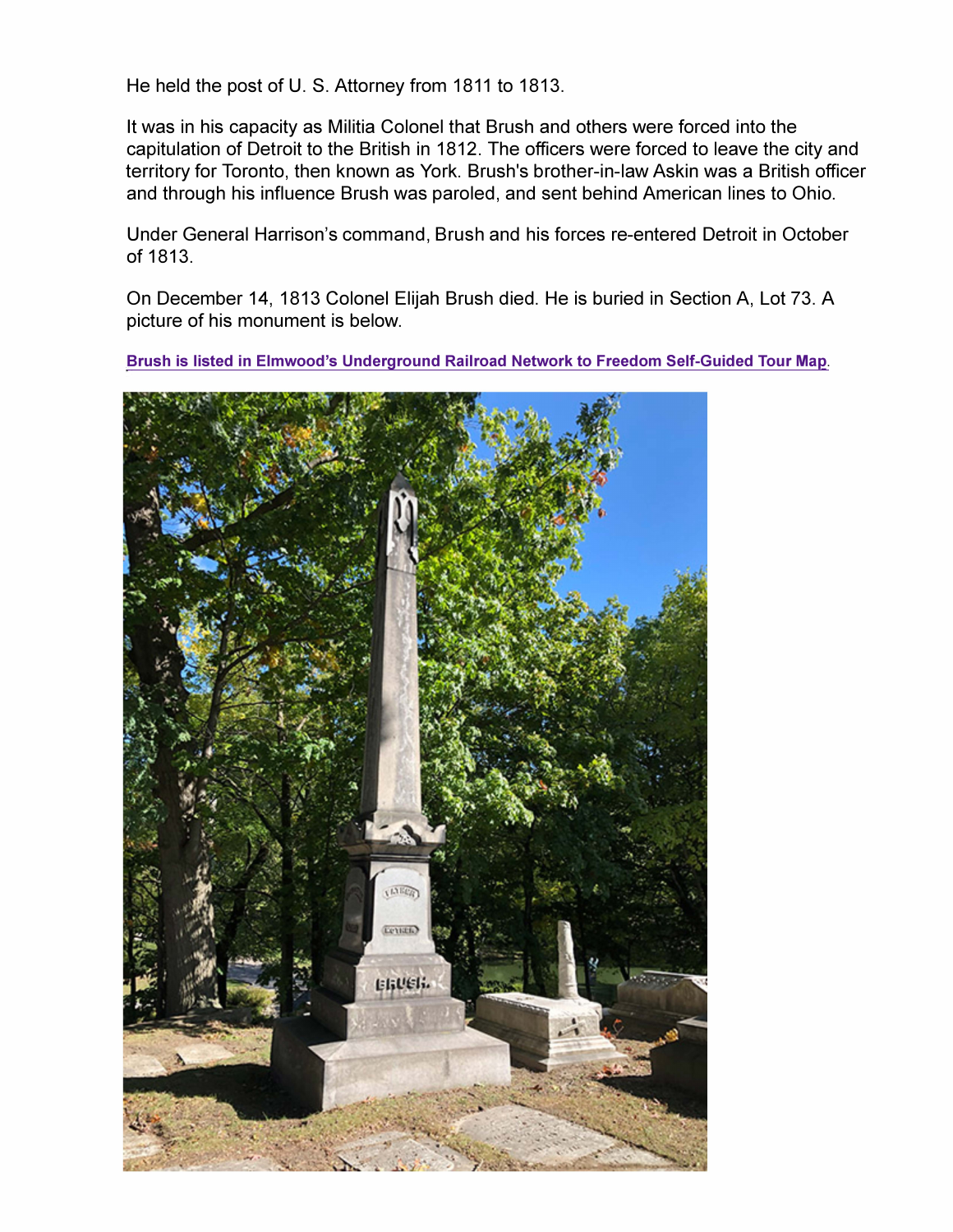He held the post of U. S. Attorney from 1811 to 1813.

It was in his capacity as Militia Colonel that Brush and others were forced into the capitulation of Detroit to the British in 1812. The officers were forced to leave the city and territory for Toronto, then known as York. Brush's brother-in-law Askin was a British officer and through his influence Brush was paroled, and sent behind American lines to Ohio.

Under General Harrison's command, Brush and his forces re-entered Detroit in October of 1813.

On December 14, 1813 Colonel Elijah Brush died. He is buried in Section A, Lot 73. A picture of his monument is below.

**Brush is listed in Elmwood's Underground Railroad Network to Freedom Self-Guided Tour Map**.